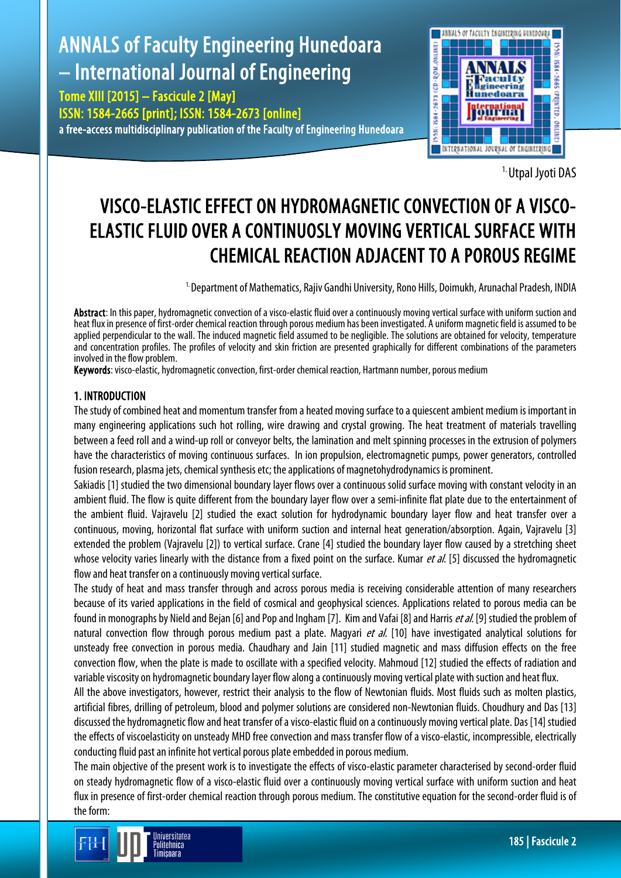[1.] Utpal Jyoti DAS

# VISCO-ELASTIC EFFECT ON HYDROMAGNETIC CONVECTION OF A VISCO-ELASTIC FLUID OVER A CONTINUOSLY MOVING VERTICAL SURFACE WITH CHEMICAL REACTION ADJACENT TO A POROUS REGIME

[1.] Department of Mathematics, Rajiv Gandhi University, Rono Hills, Doimukh, Arunachal Pradesh, INDIA

**Abstract**: In this paper, hydromagnetic convection of a visco-elastic fluid over a continuously moving vertical surface with uniform suction and heat flux in presence of first-order chemical reaction through porous medium has been investigated. A uniform magnetic field is assumed to be applied perpendicular to the wall. The induced magnetic field assumed to be negligible. The solutions are obtained for velocity, temperature and concentration profiles. The profiles of velocity and skin friction are presented graphically for different combinations of the parameters involved in the flow problem.

**Keywords**: visco-elastic, hydromagnetic convection, first-order chemical reaction, Hartmann number, porous medium

## 1. INTRODUCTION

The study of combined heat and momentum transfer from a heated moving surface to a quiescent ambient medium is important in many engineering applications such hot rolling, wire drawing and crystal growing. The heat treatment of materials travelling between a feed roll and a wind-up roll or conveyor belts, the lamination and melt spinning processes in the extrusion of polymers have the characteristics of moving continuous surfaces. In ion propulsion, electromagnetic pumps, power generators, controlled fusion research, plasma jets, chemical synthesis etc; the applications of magnetohydrodynamics is prominent.

Sakiadis [1] studied the two dimensional boundary layer flows over a continuous solid surface moving with constant velocity in an ambient fluid. The flow is quite different from the boundary layer flow over a semi-infinite flat plate due to the entertainment of the ambient fluid. Vajravelu [2] studied the exact solution for hydrodynamic boundary layer flow and heat transfer over a continuous, moving, horizontal flat surface with uniform suction and internal heat generation/absorption. Again, Vajravelu [3] extended the problem (Vajravelu [2]) to vertical surface. Crane [4] studied the boundary layer flow caused by a stretching sheet whose velocity varies linearly with the distance from a fixed point on the surface. Kumar *et al.* [5] discussed the hydromagnetic flow and heat transfer on a continuously moving vertical surface.

The study of heat and mass transfer through and across porous media is receiving considerable attention of many researchers because of its varied applications in the field of cosmical and geophysical sciences. Applications related to porous media can be found in monographs by Nield and Bejan [6] and Pop and Ingham [7]. Kim and Vafai [8] and Harris *et al.* [9] studied the problem of natural convection flow through porous medium past a plate. Magyari *et al.* [10] have investigated analytical solutions for unsteady free convection in porous media. Chaudhary and Jain [11] studied magnetic and mass diffusion effects on the free convection flow, when the plate is made to oscillate with a specified velocity. Mahmoud [12] studied the effects of radiation and variable viscosity on hydromagnetic boundary layer flow along a continuously moving vertical plate with suction and heat flux.

All the above investigators, however, restrict their analysis to the flow of Newtonian fluids. Most fluids such as molten plastics, artificial fibres, drilling of petroleum, blood and polymer solutions are considered non-Newtonian fluids. Choudhury and Das [13] discussed the hydromagnetic flow and heat transfer of a visco-elastic fluid on a continuously moving vertical plate. Das [14] studied the effects of viscoelasticity on unsteady MHD free convection and mass transfer flow of a visco-elastic, incompressible, electrically conducting fluid past an infinite hot vertical porous plate embedded in porous medium.

The main objective of the present work is to investigate the effects of visco-elastic parameter characterised by second-order fluid on steady hydromagnetic flow of a visco-elastic fluid over a continuously moving vertical surface with uniform suction and heat flux in presence of first-order chemical reaction through porous medium. The constitutive equation for the second-order fluid is of the form: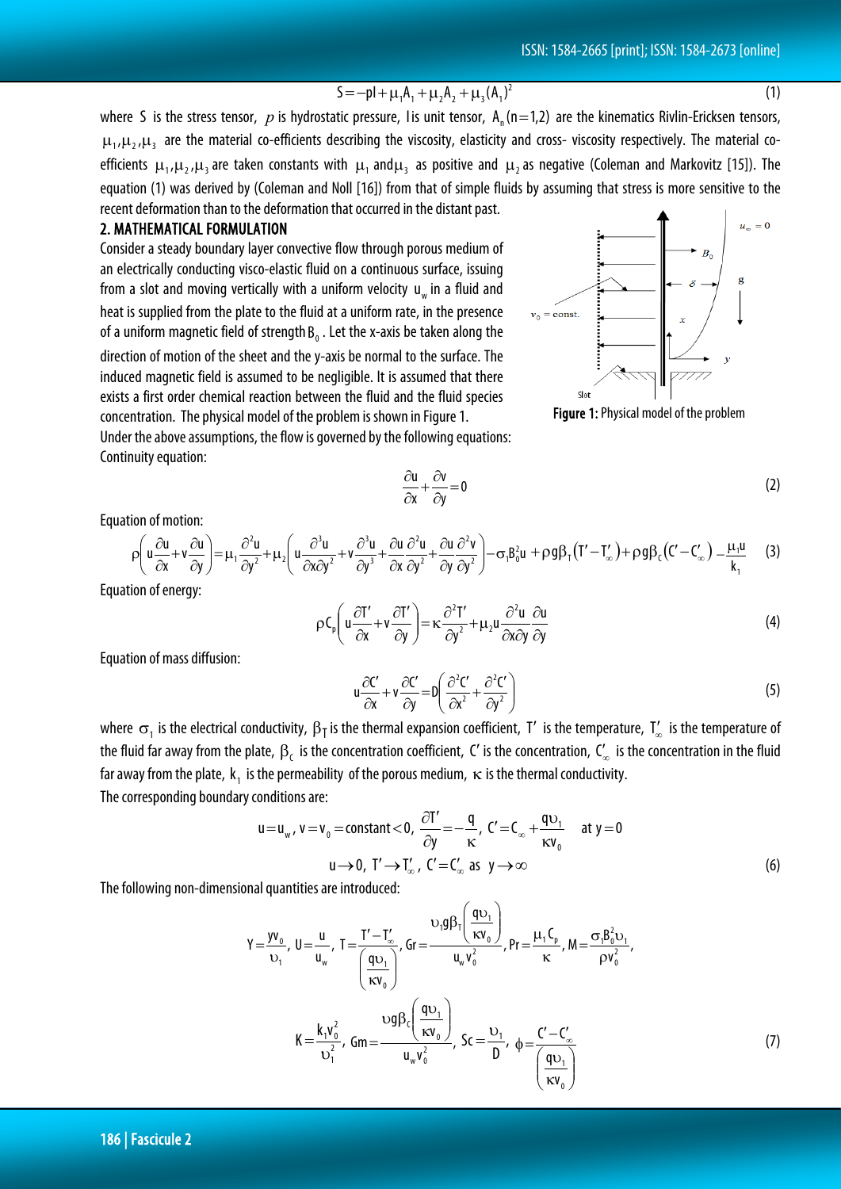$$S = -pI + \mu_1 A_1 + \mu_2 A_2 + \mu_3 (A_1)^2 \tag{1}$$

where $S$ is the stress tensor, $p$ is hydrostatic pressure, $I$ is unit tensor, $A_n (n=1,2)$ are the kinematics Rivlin-Ericksen tensors, $\mu_1, \mu_2, \mu_3$ are the material co-efficients describing the viscosity, elasticity and cross- viscosity respectively. The material co-efficients $\mu_1, \mu_2, \mu_3$ are taken constants with $\mu_1$ and $\mu_3$ as positive and $\mu_2$ as negative (Coleman and Markovitz [15]). The equation (1) was derived by (Coleman and Noll [16]) from that of simple fluids by assuming that stress is more sensitive to the recent deformation than to the deformation that occurred in the distant past.

## 2. MATHEMATICAL FORMULATION

Consider a steady boundary layer convective flow through porous medium of an electrically conducting visco-elastic fluid on a continuous surface, issuing from a slot and moving vertically with a uniform velocity $u_w$ in a fluid and heat is supplied from the plate to the fluid at a uniform rate, in the presence of a uniform magnetic field of strength $B_0$. Let the x-axis be taken along the direction of motion of the sheet and the y-axis be normal to the surface. The induced magnetic field is assumed to be negligible. It is assumed that there exists a first order chemical reaction between the fluid and the fluid species concentration. The physical model of the problem is shown in Figure 1.

**Figure 1:** Physical model of the problem

Under the above assumptions, the flow is governed by the following equations:

Continuity equation:

$$\frac{\partial u}{\partial x} + \frac{\partial v}{\partial y} = 0 \tag{2}$$

Equation of motion:

$$\rho\left(u\frac{\partial u}{\partial x} + v\frac{\partial u}{\partial y}\right) = \mu_1 \frac{\partial^2 u}{\partial y^2} + \mu_2\left(u\frac{\partial^3 u}{\partial x \partial y^2} + v\frac{\partial^3 u}{\partial y^3} + \frac{\partial u}{\partial x}\frac{\partial^2 u}{\partial y^2} + \frac{\partial u}{\partial y}\frac{\partial^2 v}{\partial y^2}\right) - \sigma_1 B_0^2 u + \rho g \beta_T (T' - T'_\infty) + \rho g \beta_C (C' - C'_\infty) - \frac{\mu_1 u}{k_1} \tag{3}$$

Equation of energy:

$$\rho C_p\left(u\frac{\partial T'}{\partial x} + v\frac{\partial T'}{\partial y}\right) = \kappa \frac{\partial^2 T'}{\partial y^2} + \mu_2 u \frac{\partial^2 u}{\partial x \partial y}\frac{\partial u}{\partial y} \tag{4}$$

Equation of mass diffusion:

$$u\frac{\partial C'}{\partial x} + v\frac{\partial C'}{\partial y} = D\left(\frac{\partial^2 C'}{\partial x^2} + \frac{\partial^2 C'}{\partial y^2}\right) \tag{5}$$

where $\sigma_1$ is the electrical conductivity, $\beta_T$ is the thermal expansion coefficient, $T'$ is the temperature, $T'_\infty$ is the temperature of the fluid far away from the plate, $\beta_C$ is the concentration coefficient, $C'$ is the concentration, $C'_\infty$ is the concentration in the fluid far away from the plate, $k_1$ is the permeability of the porous medium, $\kappa$ is the thermal conductivity.

The corresponding boundary conditions are:

$$u = u_w,\ v = v_0 = \text{constant} < 0,\ \frac{\partial T'}{\partial y} = -\frac{q}{\kappa},\ C' = C_\infty + \frac{q\upsilon_1}{\kappa v_0} \quad \text{at } y = 0$$
$$u \to 0,\ T' \to T'_\infty,\ C' = C'_\infty \ \text{as} \ y \to \infty \tag{6}$$

The following non-dimensional quantities are introduced:

$$Y = \frac{y v_0}{\upsilon_1},\ U = \frac{u}{u_w},\ T = \frac{T' - T'_\infty}{\left(\frac{q\upsilon_1}{\kappa v_0}\right)},\ Gr = \frac{\upsilon_1 g \beta_T \left(\frac{q\upsilon_1}{\kappa v_0}\right)}{u_w v_0^2},\ Pr = \frac{\mu_1 C_p}{\kappa},\ M = \frac{\sigma_1 B_0^2 \upsilon_1}{\rho v_0^2},$$

$$K = \frac{k_1 v_0^2}{\upsilon_1^2},\ Gm = \frac{\upsilon g \beta_C \left(\frac{q\upsilon_1}{\kappa v_0}\right)}{u_w v_0^2},\ Sc = \frac{\upsilon_1}{D},\ \phi = \frac{C' - C'_\infty}{\left(\frac{q\upsilon_1}{\kappa v_0}\right)} \tag{7}$$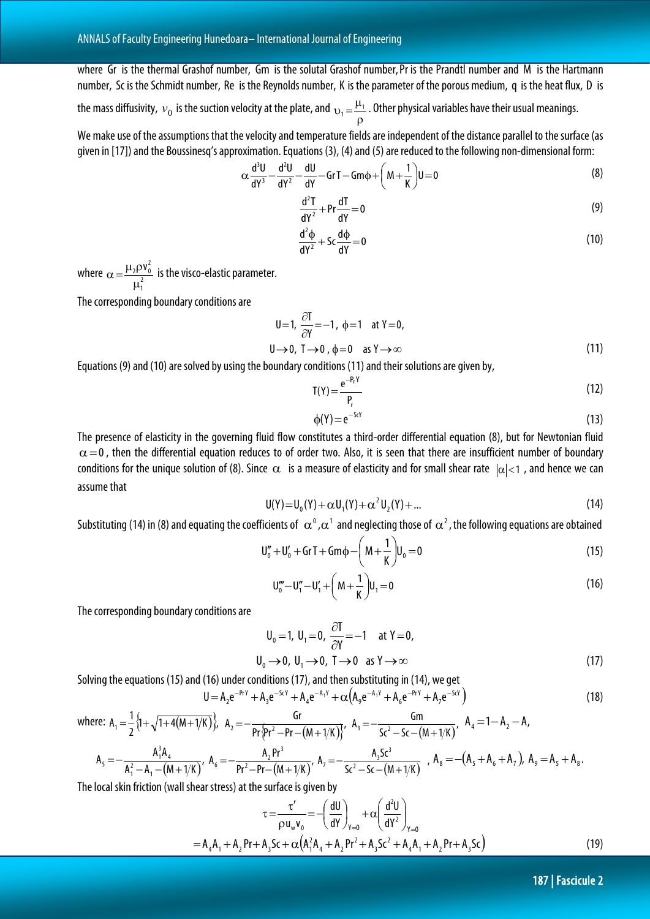where Gr is the thermal Grashof number, Gm is the solutal Grashof number, Pr is the Prandtl number and M is the Hartmann number, Sc is the Schmidt number, Re is the Reynolds number, K is the parameter of the porous medium, q is the heat flux, D is the mass diffusivity, $v_0$ is the suction velocity at the plate, and $\upsilon_1 = \frac{\mu_1}{\rho}$. Other physical variables have their usual meanings.

We make use of the assumptions that the velocity and temperature fields are independent of the distance parallel to the surface (as given in [17]) and the Boussinesq's approximation. Equations (3), (4) and (5) are reduced to the following non-dimensional form:

$$\alpha \frac{d^3U}{dY^3} - \frac{d^2U}{dY^2} - \frac{dU}{dY} - Gr\,T - Gm\phi + \left(M + \frac{1}{K}\right)U = 0 \tag{8}$$

$$\frac{d^2T}{dY^2} + Pr\frac{dT}{dY} = 0 \tag{9}$$

$$\frac{d^2\phi}{dY^2} + Sc\frac{d\phi}{dY} = 0 \tag{10}$$

where $\alpha = \frac{\mu_2 \rho v_0^2}{\mu_1^2}$ is the visco-elastic parameter.

The corresponding boundary conditions are

$$U = 1,\ \frac{\partial T}{\partial Y} = -1,\ \phi = 1 \quad \text{at } Y = 0,$$
$$U \to 0,\ T \to 0,\ \phi = 0 \quad \text{as } Y \to \infty \tag{11}$$

Equations (9) and (10) are solved by using the boundary conditions (11) and their solutions are given by,

$$T(Y) = \frac{e^{-P_r Y}}{P_r} \tag{12}$$

$$\phi(Y) = e^{-ScY} \tag{13}$$

The presence of elasticity in the governing fluid flow constitutes a third-order differential equation (8), but for Newtonian fluid $\alpha = 0$, then the differential equation reduces to of order two. Also, it is seen that there are insufficient number of boundary conditions for the unique solution of (8). Since $\alpha$ is a measure of elasticity and for small shear rate $|\alpha| < 1$, and hence we can assume that

$$U(Y) = U_0(Y) + \alpha U_1(Y) + \alpha^2 U_2(Y) + \ldots \tag{14}$$

Substituting (14) in (8) and equating the coefficients of $\alpha^0, \alpha^1$ and neglecting those of $\alpha^2$, the following equations are obtained

$$U_0'' + U_0' + Gr\,T + Gm\phi - \left(M + \frac{1}{K}\right)U_0 = 0 \tag{15}$$

$$U_0''' - U_1'' - U_1' + \left(M + \frac{1}{K}\right)U_1 = 0 \tag{16}$$

The corresponding boundary conditions are

$$U_0 = 1,\ U_1 = 0,\ \frac{\partial T}{\partial Y} = -1 \quad \text{at } Y = 0,$$
$$U_0 \to 0,\ U_1 \to 0,\ T \to 0 \quad \text{as } Y \to \infty \tag{17}$$

Solving the equations (15) and (16) under conditions (17), and then substituting in (14), we get

$$U = A_2 e^{-PrY} + A_3 e^{-ScY} + A_4 e^{-A_1 Y} + \alpha\left(A_9 e^{-A_1 Y} + A_6 e^{-PrY} + A_7 e^{-ScY}\right) \tag{18}$$

where: $A_1 = \frac{1}{2}\left\{1 + \sqrt{1 + 4(M + 1/K)}\right\}$, $A_2 = -\frac{Gr}{Pr\left\{Pr^2 - Pr - (M + 1/K)\right\}}$, $A_3 = -\frac{Gm}{Sc^2 - Sc - (M + 1/K)}$, $A_4 = 1 - A_2 - A_3$,

$A_5 = -\frac{A_1^3 A_4}{A_1^2 - A_1 - (M + 1/K)}$, $A_6 = -\frac{A_2 Pr^3}{Pr^2 - Pr - (M + 1/K)}$, $A_7 = -\frac{A_3 Sc^3}{Sc^2 - Sc - (M + 1/K)}$, $A_8 = -(A_5 + A_6 + A_7)$, $A_9 = A_5 + A_8$.

The local skin friction (wall shear stress) at the surface is given by

$$\tau = \frac{\tau'}{\rho u_w v_0} = -\left(\frac{dU}{dY}\right)_{Y=0} + \alpha\left(\frac{d^2U}{dY^2}\right)_{Y=0}$$
$$= A_4 A_1 + A_2 Pr + A_3 Sc + \alpha\left(A_1^2 A_4 + A_2 Pr^2 + A_3 Sc^2 + A_4 A_1 + A_2 Pr + A_3 Sc\right) \tag{19}$$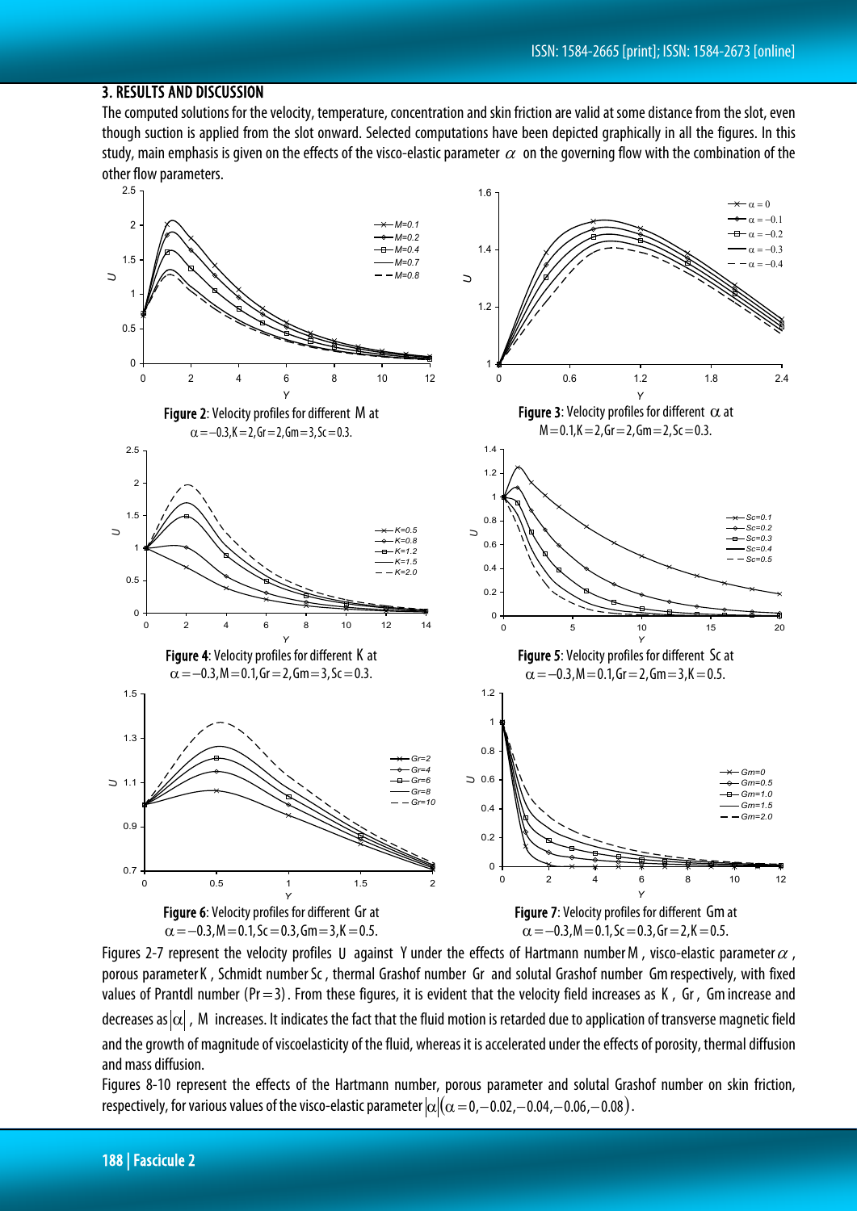## 3. RESULTS AND DISCUSSION

The computed solutions for the velocity, temperature, concentration and skin friction are valid at some distance from the slot, even though suction is applied from the slot onward. Selected computations have been depicted graphically in all the figures. In this study, main emphasis is given on the effects of the visco-elastic parameter $\alpha$ on the governing flow with the combination of the other flow parameters.

**Figure 2**: Velocity profiles for different M at $\alpha = -0.3, K = 2, Gr = 2, Gm = 3, Sc = 0.3$.

**Figure 3**: Velocity profiles for different $\alpha$ at $M = 0.1, K = 2, Gr = 2, Gm = 2, Sc = 0.3$.

**Figure 4**: Velocity profiles for different K at $\alpha = -0.3, M = 0.1, Gr = 2, Gm = 3, Sc = 0.3$.

**Figure 5**: Velocity profiles for different Sc at $\alpha = -0.3, M = 0.1, Gr = 2, Gm = 3, K = 0.5$.

**Figure 6**: Velocity profiles for different Gr at $\alpha = -0.3, M = 0.1, Sc = 0.3, Gm = 3, K = 0.5$.

**Figure 7**: Velocity profiles for different Gm at $\alpha = -0.3, M = 0.1, Sc = 0.3, Gr = 2, K = 0.5$.

Figures 2-7 represent the velocity profiles U against Y under the effects of Hartmann number M, visco-elastic parameter $\alpha$, porous parameter K, Schmidt number Sc, thermal Grashof number Gr and solutal Grashof number Gm respectively, with fixed values of Prantdl number $(Pr = 3)$. From these figures, it is evident that the velocity field increases as K, Gr, Gm increase and decreases as $|\alpha|$, M increases. It indicates the fact that the fluid motion is retarded due to application of transverse magnetic field and the growth of magnitude of viscoelasticity of the fluid, whereas it is accelerated under the effects of porosity, thermal diffusion and mass diffusion.

Figures 8-10 represent the effects of the Hartmann number, porous parameter and solutal Grashof number on skin friction, respectively, for various values of the visco-elastic parameter $|\alpha| (\alpha = 0, -0.02, -0.04, -0.06, -0.08)$.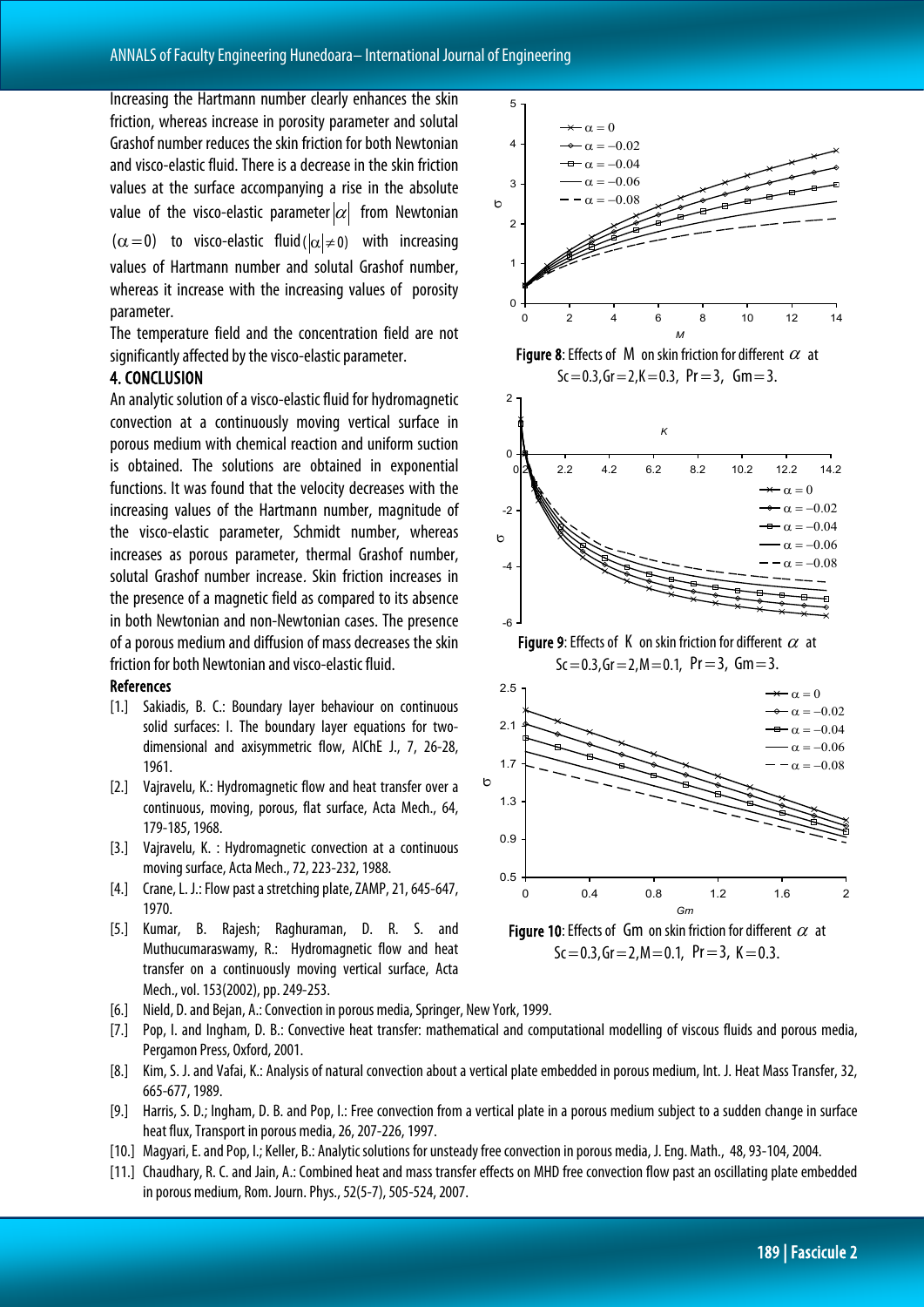Increasing the Hartmann number clearly enhances the skin friction, whereas increase in porosity parameter and solutal Grashof number reduces the skin friction for both Newtonian and visco-elastic fluid. There is a decrease in the skin friction values at the surface accompanying a rise in the absolute value of the visco-elastic parameter $|\alpha|$ from Newtonian $(\alpha = 0)$ to visco-elastic fluid $(|\alpha| \neq 0)$ with increasing values of Hartmann number and solutal Grashof number, whereas it increase with the increasing values of porosity parameter.

The temperature field and the concentration field are not significantly affected by the visco-elastic parameter.

## 4. CONCLUSION

An analytic solution of a visco-elastic fluid for hydromagnetic convection at a continuously moving vertical surface in porous medium with chemical reaction and uniform suction is obtained. The solutions are obtained in exponential functions. It was found that the velocity decreases with the increasing values of the Hartmann number, magnitude of the visco-elastic parameter, Schmidt number, whereas increases as porous parameter, thermal Grashof number, solutal Grashof number increase. Skin friction increases in the presence of a magnetic field as compared to its absence in both Newtonian and non-Newtonian cases. The presence of a porous medium and diffusion of mass decreases the skin friction for both Newtonian and visco-elastic fluid.

**Figure 8**: Effects of $M$ on skin friction for different $\alpha$ at $Sc = 0.3, Gr = 2, K = 0.3, Pr = 3, Gm = 3$.

**Figure 9**: Effects of $K$ on skin friction for different $\alpha$ at $Sc = 0.3, Gr = 2, M = 0.1, Pr = 3, Gm = 3$.

**Figure 10**: Effects of $Gm$ on skin friction for different $\alpha$ at $Sc = 0.3, Gr = 2, M = 0.1, Pr = 3, K = 0.3$.

### References

[1.] Sakiadis, B. C.: Boundary layer behaviour on continuous solid surfaces: I. The boundary layer equations for two-dimensional and axisymmetric flow, AIChE J., 7, 26-28, 1961.

[2.] Vajravelu, K.: Hydromagnetic flow and heat transfer over a continuous, moving, porous, flat surface, Acta Mech., 64, 179-185, 1968.

[3.] Vajravelu, K. : Hydromagnetic convection at a continuous moving surface, Acta Mech., 72, 223-232, 1988.

[4.] Crane, L. J.: Flow past a stretching plate, ZAMP, 21, 645-647, 1970.

[5.] Kumar, B. Rajesh; Raghuraman, D. R. S. and Muthucumaraswamy, R.: Hydromagnetic flow and heat transfer on a continuously moving vertical surface, Acta Mech., vol. 153(2002), pp. 249-253.

[6.] Nield, D. and Bejan, A.: Convection in porous media, Springer, New York, 1999.

[7.] Pop, I. and Ingham, D. B.: Convective heat transfer: mathematical and computational modelling of viscous fluids and porous media, Pergamon Press, Oxford, 2001.

[8.] Kim, S. J. and Vafai, K.: Analysis of natural convection about a vertical plate embedded in porous medium, Int. J. Heat Mass Transfer, 32, 665-677, 1989.

[9.] Harris, S. D.; Ingham, D. B. and Pop, I.: Free convection from a vertical plate in a porous medium subject to a sudden change in surface heat flux, Transport in porous media, 26, 207-226, 1997.

[10.] Magyari, E. and Pop, I.; Keller, B.: Analytic solutions for unsteady free convection in porous media, J. Eng. Math., 48, 93-104, 2004.

[11.] Chaudhary, R. C. and Jain, A.: Combined heat and mass transfer effects on MHD free convection flow past an oscillating plate embedded in porous medium, Rom. Journ. Phys., 52(5-7), 505-524, 2007.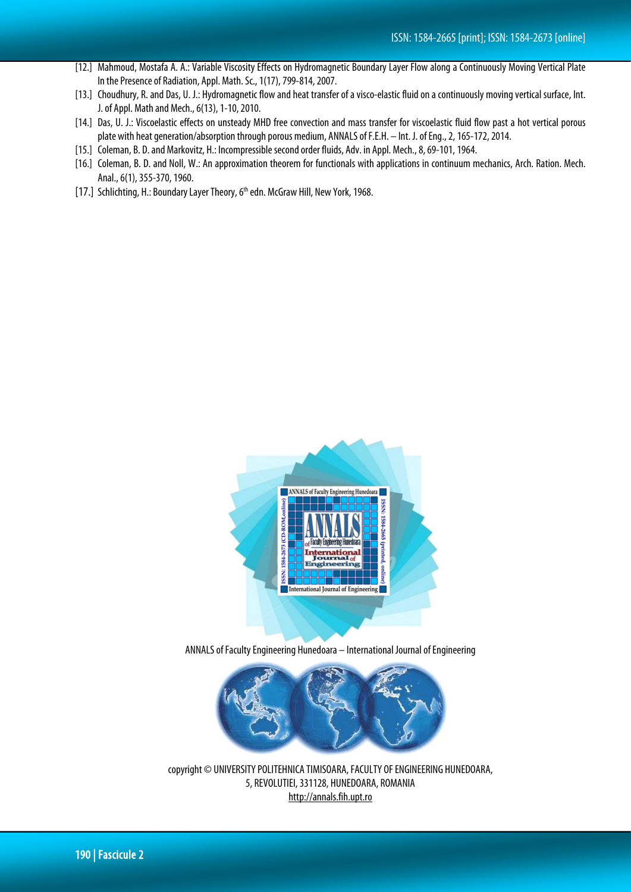[12.] Mahmoud, Mostafa A. A.: Variable Viscosity Effects on Hydromagnetic Boundary Layer Flow along a Continuously Moving Vertical Plate In the Presence of Radiation, Appl. Math. Sc., 1(17), 799-814, 2007.

[13.] Choudhury, R. and Das, U. J.: Hydromagnetic flow and heat transfer of a visco-elastic fluid on a continuously moving vertical surface, Int. J. of Appl. Math and Mech., 6(13), 1-10, 2010.

[14.] Das, U. J.: Viscoelastic effects on unsteady MHD free convection and mass transfer for viscoelastic fluid flow past a hot vertical porous plate with heat generation/absorption through porous medium, ANNALS of F.E.H. – Int. J. of Eng., 2, 165-172, 2014.

[15.] Coleman, B. D. and Markovitz, H.: Incompressible second order fluids, Adv. in Appl. Mech., 8, 69-101, 1964.

[16.] Coleman, B. D. and Noll, W.: An approximation theorem for functionals with applications in continuum mechanics, Arch. Ration. Mech. Anal., 6(1), 355-370, 1960.

[17.] Schlichting, H.: Boundary Layer Theory, 6th edn. McGraw Hill, New York, 1968.

ANNALS of Faculty Engineering Hunedoara – International Journal of Engineering

copyright © UNIVERSITY POLITEHNICA TIMISOARA, FACULTY OF ENGINEERING HUNEDOARA,
5, REVOLUTIEI, 331128, HUNEDOARA, ROMANIA
http://annals.fih.upt.ro